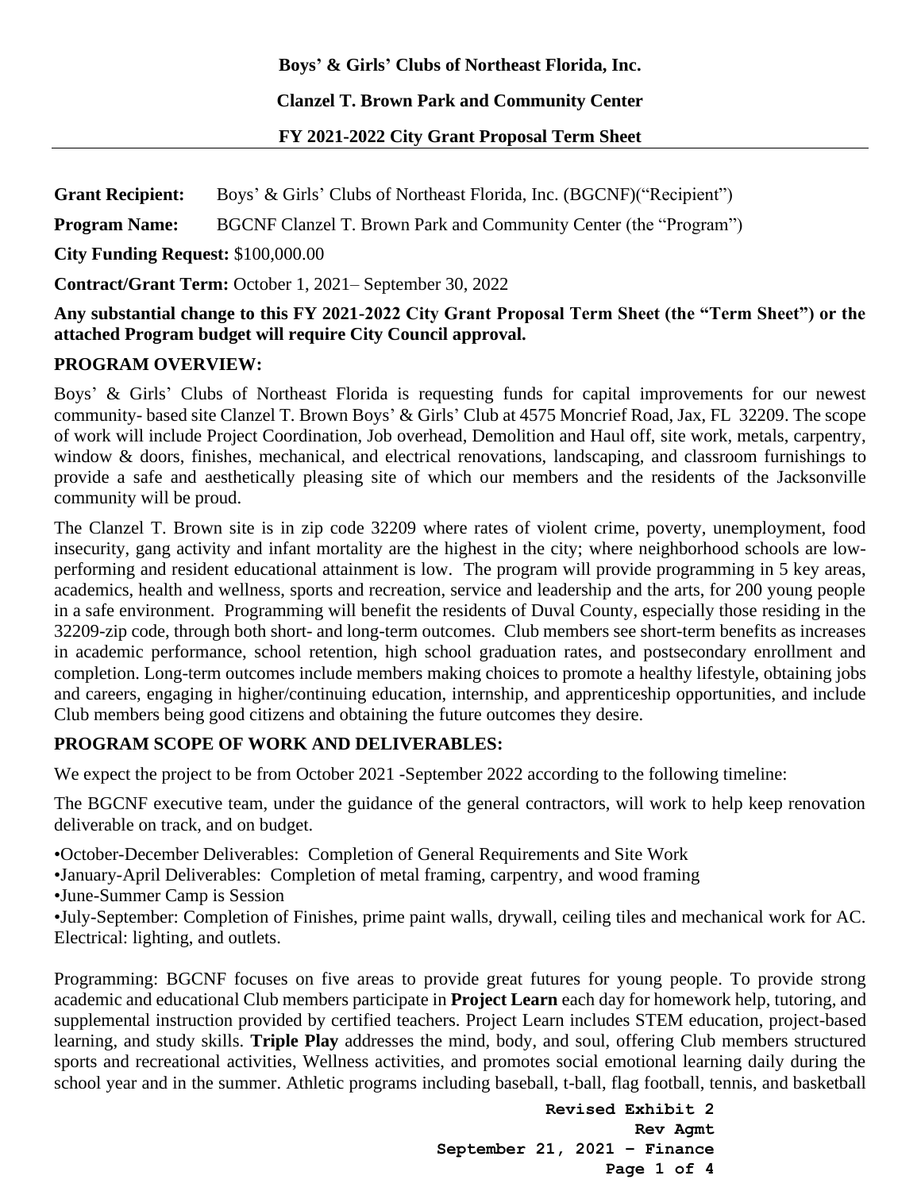**Boys' & Girls' Clubs of Northeast Florida, Inc.**

**Clanzel T. Brown Park and Community Center**

**FY 2021-2022 City Grant Proposal Term Sheet**

---

**Grant Recipient:** Boys' & Girls' Clubs of Northeast Florida, Inc. (BGCNF)("Recipient")

**Program Name:** BGCNF Clanzel T. Brown Park and Community Center (the "Program")

**City Funding Request:** $100,000.00

**Contract/Grant Term:** October 1, 2021– September 30, 2022

**Any substantial change to this FY 2021-2022 City Grant Proposal Term Sheet (the "Term Sheet") or the attached Program budget will require City Council approval.**

## PROGRAM OVERVIEW:

Boys' & Girls' Clubs of Northeast Florida is requesting funds for capital improvements for our newest community- based site Clanzel T. Brown Boys' & Girls' Club at 4575 Moncrief Road, Jax, FL 32209. The scope of work will include Project Coordination, Job overhead, Demolition and Haul off, site work, metals, carpentry, window & doors, finishes, mechanical, and electrical renovations, landscaping, and classroom furnishings to provide a safe and aesthetically pleasing site of which our members and the residents of the Jacksonville community will be proud.

The Clanzel T. Brown site is in zip code 32209 where rates of violent crime, poverty, unemployment, food insecurity, gang activity and infant mortality are the highest in the city; where neighborhood schools are low-performing and resident educational attainment is low. The program will provide programming in 5 key areas, academics, health and wellness, sports and recreation, service and leadership and the arts, for 200 young people in a safe environment. Programming will benefit the residents of Duval County, especially those residing in the 32209-zip code, through both short- and long-term outcomes. Club members see short-term benefits as increases in academic performance, school retention, high school graduation rates, and postsecondary enrollment and completion. Long-term outcomes include members making choices to promote a healthy lifestyle, obtaining jobs and careers, engaging in higher/continuing education, internship, and apprenticeship opportunities, and include Club members being good citizens and obtaining the future outcomes they desire.

## PROGRAM SCOPE OF WORK AND DELIVERABLES:

We expect the project to be from October 2021 -September 2022 according to the following timeline:

The BGCNF executive team, under the guidance of the general contractors, will work to help keep renovation deliverable on track, and on budget.

•October-December Deliverables: Completion of General Requirements and Site Work
•January-April Deliverables: Completion of metal framing, carpentry, and wood framing
•June-Summer Camp is Session
•July-September: Completion of Finishes, prime paint walls, drywall, ceiling tiles and mechanical work for AC. Electrical: lighting, and outlets.

Programming: BGCNF focuses on five areas to provide great futures for young people. To provide strong academic and educational Club members participate in **Project Learn** each day for homework help, tutoring, and supplemental instruction provided by certified teachers. Project Learn includes STEM education, project-based learning, and study skills. **Triple Play** addresses the mind, body, and soul, offering Club members structured sports and recreational activities, Wellness activities, and promotes social emotional learning daily during the school year and in the summer. Athletic programs including baseball, t-ball, flag football, tennis, and basketball

**Revised Exhibit 2**
**Rev Agmt**
**September 21, 2021 – Finance**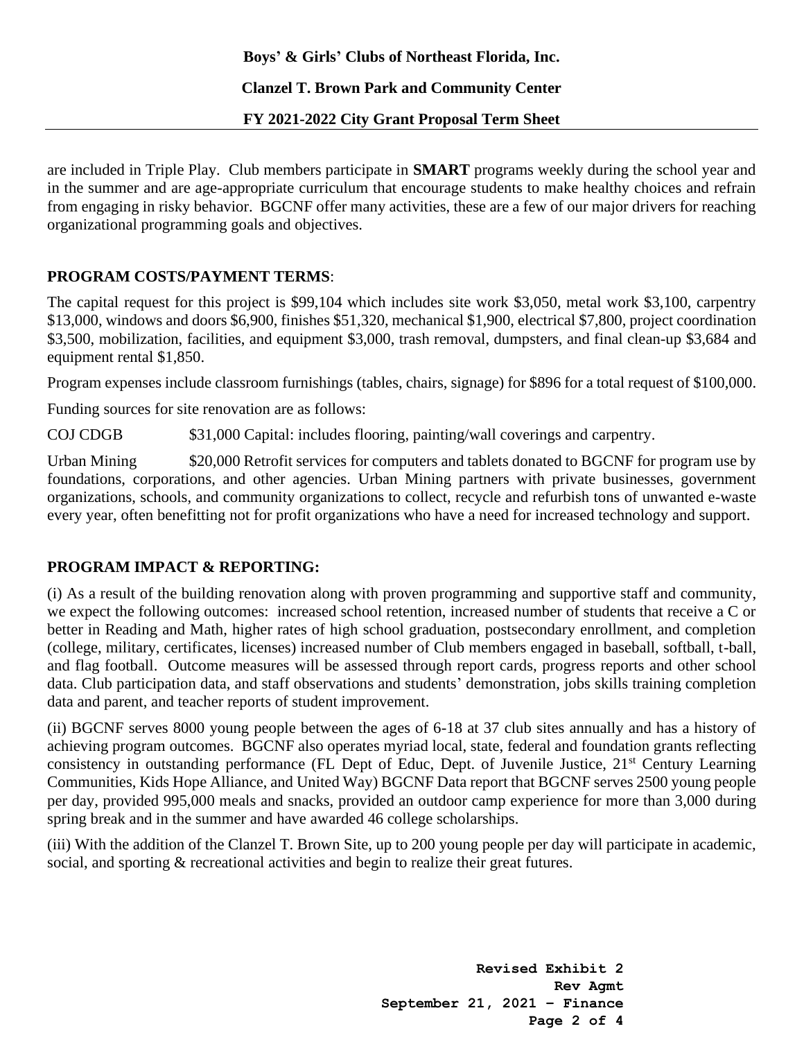are included in Triple Play. Club members participate in **SMART** programs weekly during the school year and in the summer and are age-appropriate curriculum that encourage students to make healthy choices and refrain from engaging in risky behavior. BGCNF offer many activities, these are a few of our major drivers for reaching organizational programming goals and objectives.

**PROGRAM COSTS/PAYMENT TERMS**:

The capital request for this project is $99,104 which includes site work $3,050, metal work $3,100, carpentry $13,000, windows and doors $6,900, finishes $51,320, mechanical $1,900, electrical $7,800, project coordination $3,500, mobilization, facilities, and equipment $3,000, trash removal, dumpsters, and final clean-up $3,684 and equipment rental $1,850.

Program expenses include classroom furnishings (tables, chairs, signage) for $896 for a total request of $100,000.

Funding sources for site renovation are as follows:

COJ CDGB $31,000 Capital: includes flooring, painting/wall coverings and carpentry.

Urban Mining $20,000 Retrofit services for computers and tablets donated to BGCNF for program use by foundations, corporations, and other agencies. Urban Mining partners with private businesses, government organizations, schools, and community organizations to collect, recycle and refurbish tons of unwanted e-waste every year, often benefitting not for profit organizations who have a need for increased technology and support.

**PROGRAM IMPACT & REPORTING:**

(i) As a result of the building renovation along with proven programming and supportive staff and community, we expect the following outcomes: increased school retention, increased number of students that receive a C or better in Reading and Math, higher rates of high school graduation, postsecondary enrollment, and completion (college, military, certificates, licenses) increased number of Club members engaged in baseball, softball, t-ball, and flag football. Outcome measures will be assessed through report cards, progress reports and other school data. Club participation data, and staff observations and students' demonstration, jobs skills training completion data and parent, and teacher reports of student improvement.

(ii) BGCNF serves 8000 young people between the ages of 6-18 at 37 club sites annually and has a history of achieving program outcomes. BGCNF also operates myriad local, state, federal and foundation grants reflecting consistency in outstanding performance (FL Dept of Educ, Dept. of Juvenile Justice, 21st Century Learning Communities, Kids Hope Alliance, and United Way) BGCNF Data report that BGCNF serves 2500 young people per day, provided 995,000 meals and snacks, provided an outdoor camp experience for more than 3,000 during spring break and in the summer and have awarded 46 college scholarships.

(iii) With the addition of the Clanzel T. Brown Site, up to 200 young people per day will participate in academic, social, and sporting & recreational activities and begin to realize their great futures.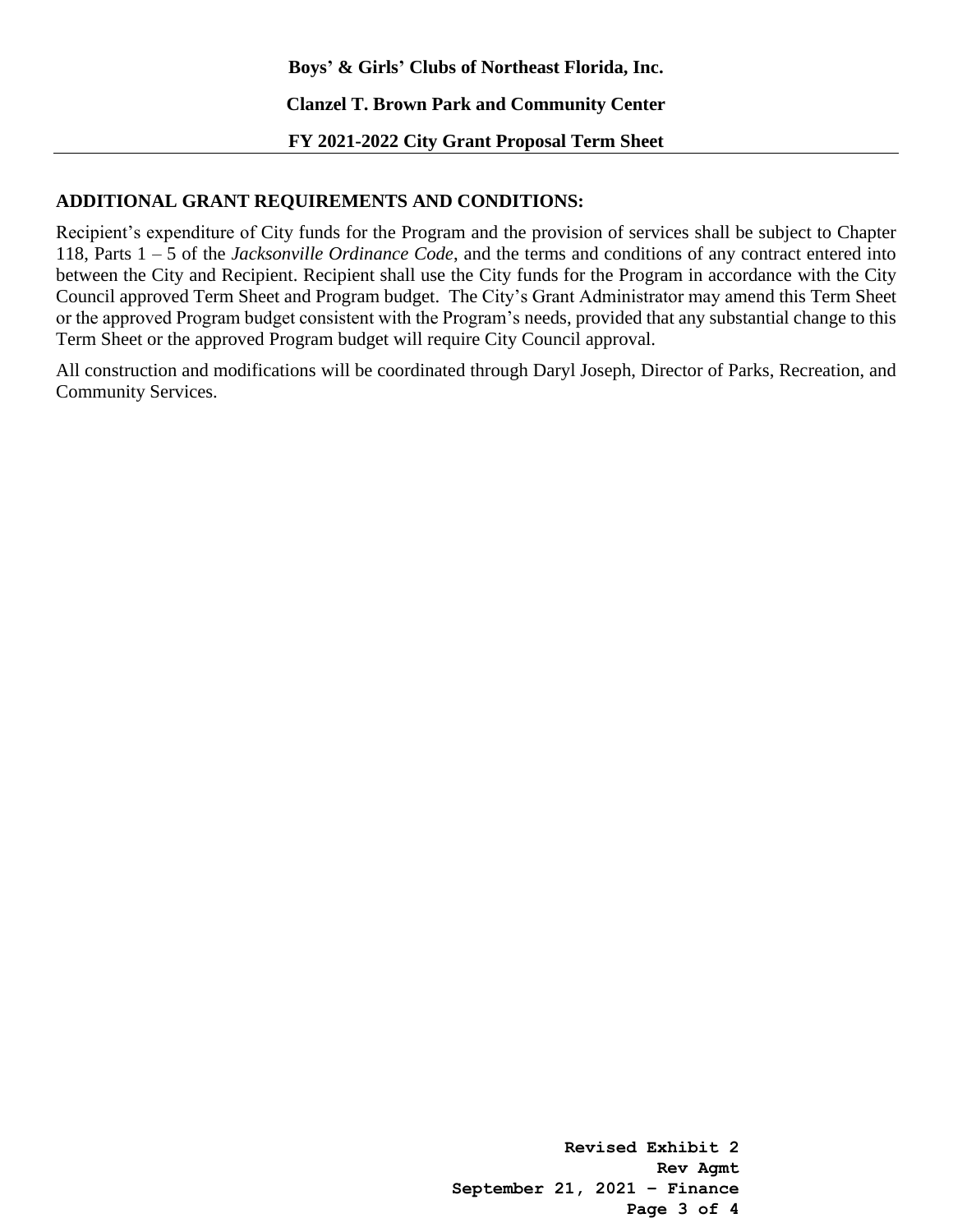**Boys' & Girls' Clubs of Northeast Florida, Inc.**

**Clanzel T. Brown Park and Community Center**

**FY 2021-2022 City Grant Proposal Term Sheet**

## ADDITIONAL GRANT REQUIREMENTS AND CONDITIONS:

Recipient's expenditure of City funds for the Program and the provision of services shall be subject to Chapter 118, Parts 1 – 5 of the *Jacksonville Ordinance Code*, and the terms and conditions of any contract entered into between the City and Recipient. Recipient shall use the City funds for the Program in accordance with the City Council approved Term Sheet and Program budget. The City's Grant Administrator may amend this Term Sheet or the approved Program budget consistent with the Program's needs, provided that any substantial change to this Term Sheet or the approved Program budget will require City Council approval.

All construction and modifications will be coordinated through Daryl Joseph, Director of Parks, Recreation, and Community Services.

**Revised Exhibit 2**
**Rev Agmt**
**September 21, 2021 – Finance**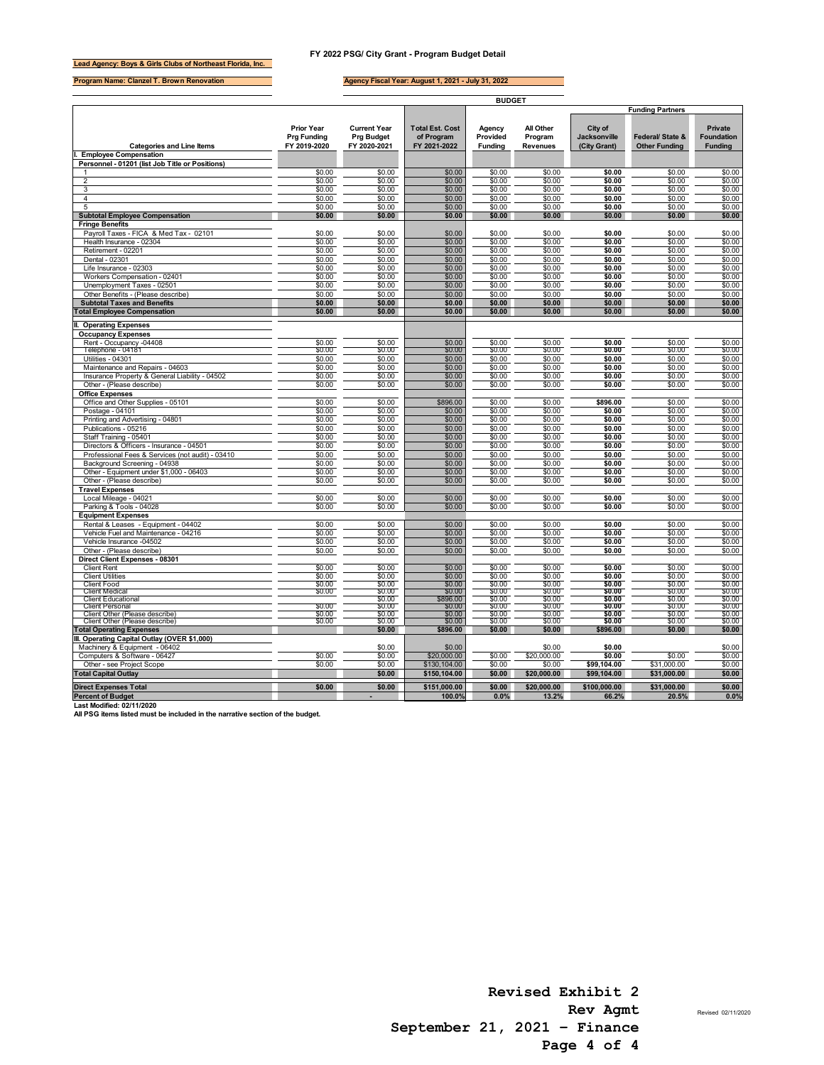## FY 2022 PSG/ City Grant - Program Budget Detail

**Lead Agency: Boys & Girls Clubs of Northeast Florida, Inc.**

**Program Name: Clanzel T. Brown Renovation**

**Agency Fiscal Year: August 1, 2021 - July 31, 2022**

| | | | BUDGET | | | | | |
|---|---|---|---|---|---|---|---|---|
| | | | | | | Funding Partners | | |
| **Categories and Line Items** | **Prior Year Prg Funding FY 2019-2020** | **Current Year Prg Budget FY 2020-2021** | **Total Est. Cost of Program FY 2021-2022** | **Agency Provided Funding** | **All Other Program Revenues** | **City of Jacksonville (City Grant)** | **Federal/ State & Other Funding** | **Private Foundation Funding** |
| **I. Employee Compensation** | | | | | | | | |
| **Personnel - 01201 (list Job Title or Positions)** | | | | | | | | |
| 1 | $0.00 | $0.00 | $0.00 | $0.00 | $0.00 | **$0.00** | $0.00 | $0.00 |
| 2 | $0.00 | $0.00 | $0.00 | $0.00 | $0.00 | **$0.00** | $0.00 | $0.00 |
| 3 | $0.00 | $0.00 | $0.00 | $0.00 | $0.00 | **$0.00** | $0.00 | $0.00 |
| 4 | $0.00 | $0.00 | $0.00 | $0.00 | $0.00 | **$0.00** | $0.00 | $0.00 |
| 5 | $0.00 | $0.00 | $0.00 | $0.00 | $0.00 | **$0.00** | $0.00 | $0.00 |
| **Subtotal Employee Compensation** | **$0.00** | **$0.00** | **$0.00** | **$0.00** | **$0.00** | **$0.00** | **$0.00** | **$0.00** |
| **Fringe Benefits** | | | | | | | | |
| Payroll Taxes - FICA & Med Tax - 02101 | $0.00 | $0.00 | $0.00 | $0.00 | $0.00 | **$0.00** | $0.00 | $0.00 |
| Health Insurance - 02304 | $0.00 | $0.00 | $0.00 | $0.00 | $0.00 | **$0.00** | $0.00 | $0.00 |
| Retirement - 02201 | $0.00 | $0.00 | $0.00 | $0.00 | $0.00 | **$0.00** | $0.00 | $0.00 |
| Dental - 02301 | $0.00 | $0.00 | $0.00 | $0.00 | $0.00 | **$0.00** | $0.00 | $0.00 |
| Life Insurance - 02303 | $0.00 | $0.00 | $0.00 | $0.00 | $0.00 | **$0.00** | $0.00 | $0.00 |
| Workers Compensation - 02401 | $0.00 | $0.00 | $0.00 | $0.00 | $0.00 | **$0.00** | $0.00 | $0.00 |
| Unemployment Taxes - 02501 | $0.00 | $0.00 | $0.00 | $0.00 | $0.00 | **$0.00** | $0.00 | $0.00 |
| Other Benefits - (Please describe) | $0.00 | $0.00 | $0.00 | $0.00 | $0.00 | **$0.00** | $0.00 | $0.00 |
| **Subtotal Taxes and Benefits** | **$0.00** | **$0.00** | **$0.00** | **$0.00** | **$0.00** | **$0.00** | **$0.00** | **$0.00** |
| **Total Employee Compensation** | **$0.00** | **$0.00** | **$0.00** | **$0.00** | **$0.00** | **$0.00** | **$0.00** | **$0.00** |
| **II. Operating Expenses** | | | | | | | | |
| **Occupancy Expenses** | | | | | | | | |
| Rent - Occupancy -04408 | $0.00 | $0.00 | $0.00 | $0.00 | $0.00 | **$0.00** | $0.00 | $0.00 |
| Telephone - 04181 | $0.00 | $0.00 | $0.00 | $0.00 | $0.00 | **$0.00** | $0.00 | $0.00 |
| Utilities - 04301 | $0.00 | $0.00 | $0.00 | $0.00 | $0.00 | **$0.00** | $0.00 | $0.00 |
| Maintenance and Repairs - 04603 | $0.00 | $0.00 | $0.00 | $0.00 | $0.00 | **$0.00** | $0.00 | $0.00 |
| Insurance Property & General Liability - 04502 | $0.00 | $0.00 | $0.00 | $0.00 | $0.00 | **$0.00** | $0.00 | $0.00 |
| Other - (Please describe) | $0.00 | $0.00 | $0.00 | $0.00 | $0.00 | **$0.00** | $0.00 | $0.00 |
| **Office Expenses** | | | | | | | | |
| Office and Other Supplies - 05101 | $0.00 | $0.00 | $896.00 | $0.00 | $0.00 | **$896.00** | $0.00 | $0.00 |
| Postage - 04101 | $0.00 | $0.00 | $0.00 | $0.00 | $0.00 | **$0.00** | $0.00 | $0.00 |
| Printing and Advertising - 04801 | $0.00 | $0.00 | $0.00 | $0.00 | $0.00 | **$0.00** | $0.00 | $0.00 |
| Publications - 05216 | $0.00 | $0.00 | $0.00 | $0.00 | $0.00 | **$0.00** | $0.00 | $0.00 |
| Staff Training - 05401 | $0.00 | $0.00 | $0.00 | $0.00 | $0.00 | **$0.00** | $0.00 | $0.00 |
| Directors & Officers - Insurance - 04501 | $0.00 | $0.00 | $0.00 | $0.00 | $0.00 | **$0.00** | $0.00 | $0.00 |
| Professional Fees & Services (not audit) - 03410 | $0.00 | $0.00 | $0.00 | $0.00 | $0.00 | **$0.00** | $0.00 | $0.00 |
| Background Screening - 04938 | $0.00 | $0.00 | $0.00 | $0.00 | $0.00 | **$0.00** | $0.00 | $0.00 |
| Other - Equipment under $1,000 - 06403 | $0.00 | $0.00 | $0.00 | $0.00 | $0.00 | **$0.00** | $0.00 | $0.00 |
| Other - (Please describe) | $0.00 | $0.00 | $0.00 | $0.00 | $0.00 | **$0.00** | $0.00 | $0.00 |
| **Travel Expenses** | | | | | | | | |
| Local Mileage - 04021 | $0.00 | $0.00 | $0.00 | $0.00 | $0.00 | **$0.00** | $0.00 | $0.00 |
| Parking & Tools - 04028 | $0.00 | $0.00 | $0.00 | $0.00 | $0.00 | **$0.00** | $0.00 | $0.00 |
| **Equipment Expenses** | | | | | | | | |
| Rental & Leases - Equipment - 04402 | $0.00 | $0.00 | $0.00 | $0.00 | $0.00 | **$0.00** | $0.00 | $0.00 |
| Vehicle Fuel and Maintenance - 04216 | $0.00 | $0.00 | $0.00 | $0.00 | $0.00 | **$0.00** | $0.00 | $0.00 |
| Vehicle Insurance -04502 | $0.00 | $0.00 | $0.00 | $0.00 | $0.00 | **$0.00** | $0.00 | $0.00 |
| Other - (Please describe) | $0.00 | $0.00 | $0.00 | $0.00 | $0.00 | **$0.00** | $0.00 | $0.00 |
| **Direct Client Expenses - 08301** | | | | | | | | |
| Client Rent | $0.00 | $0.00 | $0.00 | $0.00 | $0.00 | **$0.00** | $0.00 | $0.00 |
| Client Utilities | $0.00 | $0.00 | $0.00 | $0.00 | $0.00 | **$0.00** | $0.00 | $0.00 |
| Client Food | $0.00 | $0.00 | $0.00 | $0.00 | $0.00 | **$0.00** | $0.00 | $0.00 |
| Client Medical | $0.00 | $0.00 | $0.00 | $0.00 | $0.00 | **$0.00** | $0.00 | $0.00 |
| Client Educational | | $0.00 | $896.00 | $0.00 | $0.00 | **$0.00** | $0.00 | $0.00 |
| Client Personal | $0.00 | $0.00 | $0.00 | $0.00 | $0.00 | **$0.00** | $0.00 | $0.00 |
| Client Other (Please describe) | $0.00 | $0.00 | $0.00 | $0.00 | $0.00 | **$0.00** | $0.00 | $0.00 |
| Client Other (Please describe) | $0.00 | $0.00 | $0.00 | $0.00 | $0.00 | **$0.00** | $0.00 | $0.00 |
| **Total Operating Expenses** | | **$0.00** | **$896.00** | **$0.00** | **$0.00** | **$896.00** | **$0.00** | **$0.00** |
| **III. Operating Capital Outlay (OVER $1,000)** | | | | | | | | |
| Machinery & Equipment - 06402 | | $0.00 | $0.00 | | $0.00 | **$0.00** | | $0.00 |
| Computers & Software - 06427 | $0.00 | $0.00 | $20,000.00 | $0.00 | $20,000.00 | **$0.00** | $0.00 | $0.00 |
| Other - see Project Scope | $0.00 | $0.00 | $130,104.00 | $0.00 | $0.00 | **$99,104.00** | $31,000.00 | $0.00 |
| **Total Capital Outlay** | | **$0.00** | **$150,104.00** | **$0.00** | **$20,000.00** | **$99,104.00** | **$31,000.00** | **$0.00** |
| **Direct Expenses Total** | **$0.00** | **$0.00** | **$151,000.00** | **$0.00** | **$20,000.00** | **$100,000.00** | **$31,000.00** | **$0.00** |
| **Percent of Budget** | | - | **100.0%** | **0.0%** | **13.2%** | **66.2%** | **20.5%** | **0.0%** |

**Last Modified: 02/11/2020**

**All PSG items listed must be included in the narrative section of the budget.**

**Revised Exhibit 2**
**Rev Agmt**
**September 21, 2021 - Finance**

Revised 02/11/2020